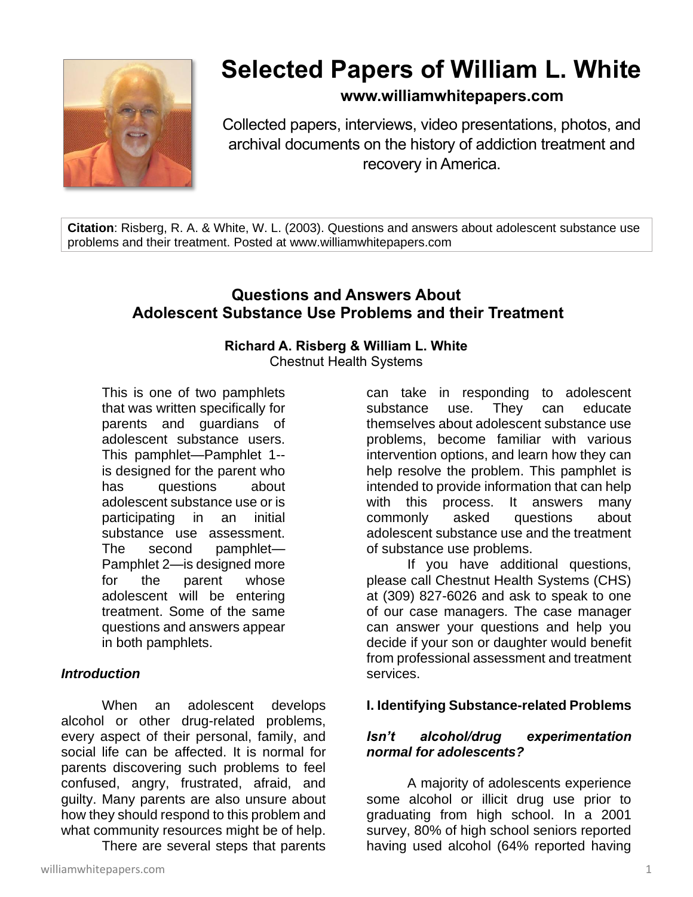# Selected Papers of William L. White

**www.williamwhitepapers.com**

Collected papers, interviews, video presentations, photos, and archival documents on the history of addiction treatment and recovery in America.

**Citation**: Risberg, R. A. & White, W. L. (2003). Questions and answers about adolescent substance use problems and their treatment. Posted at www.williamwhitepapers.com

## Questions and Answers About Adolescent Substance Use Problems and their Treatment

**Richard A. Risberg & William L. White**
Chestnut Health Systems

This is one of two pamphlets that was written specifically for parents and guardians of adolescent substance users. This pamphlet—Pamphlet 1--is designed for the parent who has questions about adolescent substance use or is participating in an initial substance use assessment. The second pamphlet—Pamphlet 2—is designed more for the parent whose adolescent will be entering treatment. Some of the same questions and answers appear in both pamphlets.

### *Introduction*

When an adolescent develops alcohol or other drug-related problems, every aspect of their personal, family, and social life can be affected. It is normal for parents discovering such problems to feel confused, angry, frustrated, afraid, and guilty. Many parents are also unsure about how they should respond to this problem and what community resources might be of help.

There are several steps that parents can take in responding to adolescent substance use. They can educate themselves about adolescent substance use problems, become familiar with various intervention options, and learn how they can help resolve the problem. This pamphlet is intended to provide information that can help with this process. It answers many commonly asked questions about adolescent substance use and the treatment of substance use problems.

If you have additional questions, please call Chestnut Health Systems (CHS) at (309) 827-6026 and ask to speak to one of our case managers. The case manager can answer your questions and help you decide if your son or daughter would benefit from professional assessment and treatment services.

### I. Identifying Substance-related Problems

#### *Isn't alcohol/drug experimentation normal for adolescents?*

A majority of adolescents experience some alcohol or illicit drug use prior to graduating from high school. In a 2001 survey, 80% of high school seniors reported having used alcohol (64% reported having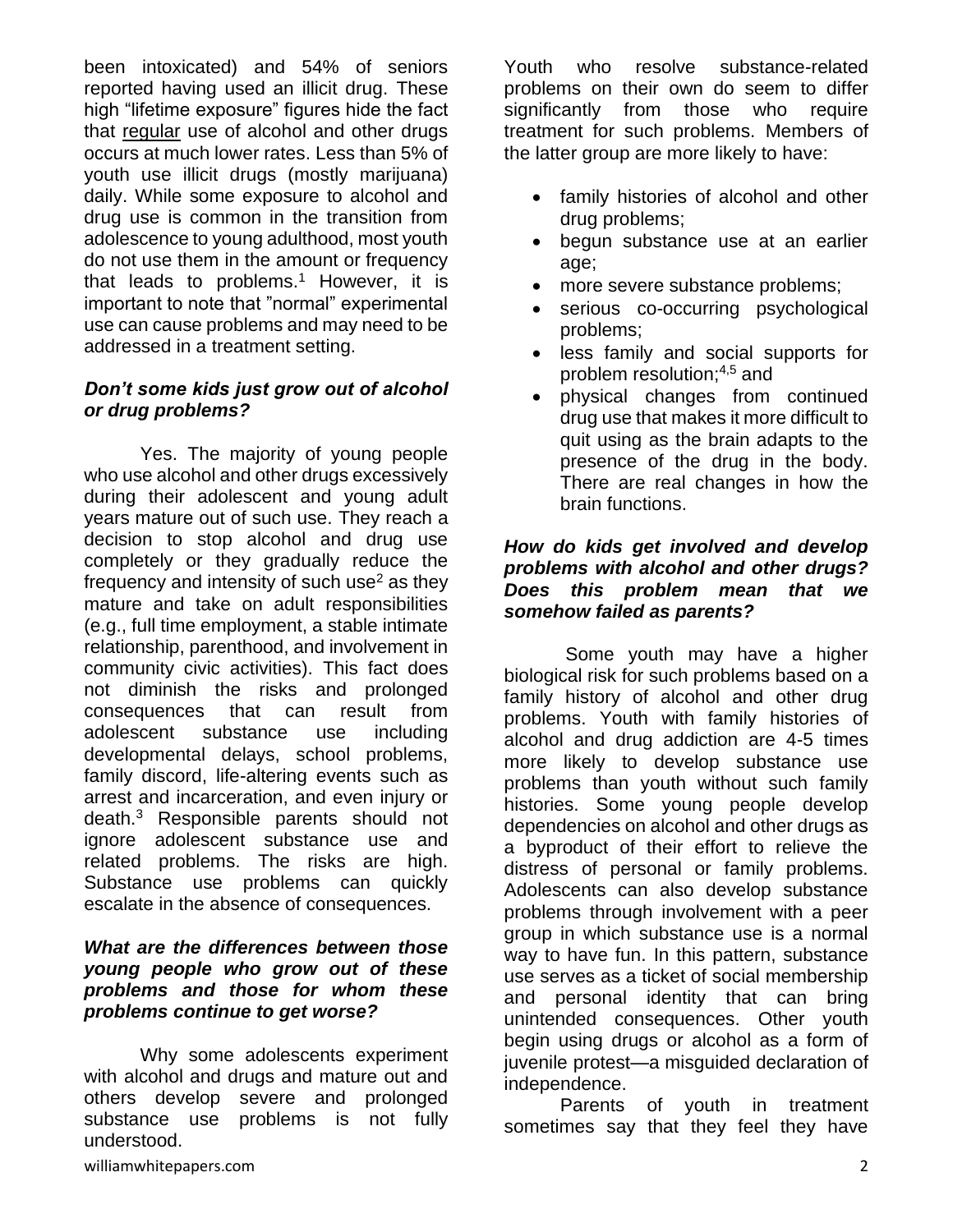been intoxicated) and 54% of seniors reported having used an illicit drug. These high "lifetime exposure" figures hide the fact that regular use of alcohol and other drugs occurs at much lower rates. Less than 5% of youth use illicit drugs (mostly marijuana) daily. While some exposure to alcohol and drug use is common in the transition from adolescence to young adulthood, most youth do not use them in the amount or frequency that leads to problems.[1] However, it is important to note that "normal" experimental use can cause problems and may need to be addressed in a treatment setting.

### *Don't some kids just grow out of alcohol or drug problems?*

Yes. The majority of young people who use alcohol and other drugs excessively during their adolescent and young adult years mature out of such use. They reach a decision to stop alcohol and drug use completely or they gradually reduce the frequency and intensity of such use[2] as they mature and take on adult responsibilities (e.g., full time employment, a stable intimate relationship, parenthood, and involvement in community civic activities). This fact does not diminish the risks and prolonged consequences that can result from adolescent substance use including developmental delays, school problems, family discord, life-altering events such as arrest and incarceration, and even injury or death.[3] Responsible parents should not ignore adolescent substance use and related problems. The risks are high. Substance use problems can quickly escalate in the absence of consequences.

### *What are the differences between those young people who grow out of these problems and those for whom these problems continue to get worse?*

Why some adolescents experiment with alcohol and drugs and mature out and others develop severe and prolonged substance use problems is not fully understood.

Youth who resolve substance-related problems on their own do seem to differ significantly from those who require treatment for such problems. Members of the latter group are more likely to have:

- family histories of alcohol and other drug problems;
- begun substance use at an earlier age;
- more severe substance problems;
- serious co-occurring psychological problems;
- less family and social supports for problem resolution;[4,5] and
- physical changes from continued drug use that makes it more difficult to quit using as the brain adapts to the presence of the drug in the body. There are real changes in how the brain functions.

### *How do kids get involved and develop problems with alcohol and other drugs? Does this problem mean that we somehow failed as parents?*

Some youth may have a higher biological risk for such problems based on a family history of alcohol and other drug problems. Youth with family histories of alcohol and drug addiction are 4-5 times more likely to develop substance use problems than youth without such family histories. Some young people develop dependencies on alcohol and other drugs as a byproduct of their effort to relieve the distress of personal or family problems. Adolescents can also develop substance problems through involvement with a peer group in which substance use is a normal way to have fun. In this pattern, substance use serves as a ticket of social membership and personal identity that can bring unintended consequences. Other youth begin using drugs or alcohol as a form of juvenile protest—a misguided declaration of independence.

Parents of youth in treatment sometimes say that they feel they have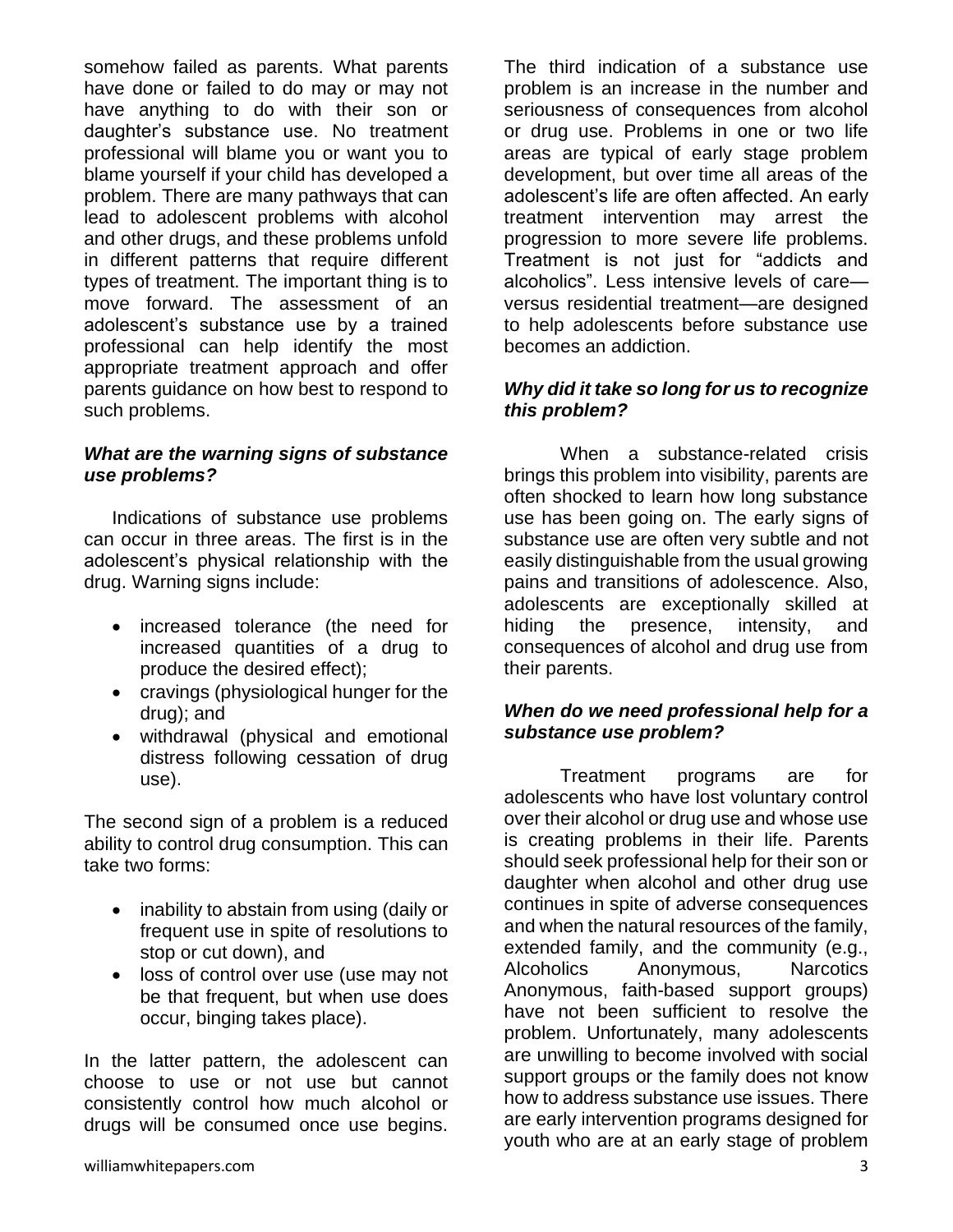somehow failed as parents. What parents have done or failed to do may or may not have anything to do with their son or daughter's substance use. No treatment professional will blame you or want you to blame yourself if your child has developed a problem. There are many pathways that can lead to adolescent problems with alcohol and other drugs, and these problems unfold in different patterns that require different types of treatment. The important thing is to move forward. The assessment of an adolescent's substance use by a trained professional can help identify the most appropriate treatment approach and offer parents guidance on how best to respond to such problems.

***What are the warning signs of substance use problems?***

Indications of substance use problems can occur in three areas. The first is in the adolescent's physical relationship with the drug. Warning signs include:

- increased tolerance (the need for increased quantities of a drug to produce the desired effect);
- cravings (physiological hunger for the drug); and
- withdrawal (physical and emotional distress following cessation of drug use).

The second sign of a problem is a reduced ability to control drug consumption. This can take two forms:

- inability to abstain from using (daily or frequent use in spite of resolutions to stop or cut down), and
- loss of control over use (use may not be that frequent, but when use does occur, binging takes place).

In the latter pattern, the adolescent can choose to use or not use but cannot consistently control how much alcohol or drugs will be consumed once use begins.

The third indication of a substance use problem is an increase in the number and seriousness of consequences from alcohol or drug use. Problems in one or two life areas are typical of early stage problem development, but over time all areas of the adolescent's life are often affected. An early treatment intervention may arrest the progression to more severe life problems. Treatment is not just for "addicts and alcoholics". Less intensive levels of care—versus residential treatment—are designed to help adolescents before substance use becomes an addiction.

***Why did it take so long for us to recognize this problem?***

When a substance-related crisis brings this problem into visibility, parents are often shocked to learn how long substance use has been going on. The early signs of substance use are often very subtle and not easily distinguishable from the usual growing pains and transitions of adolescence. Also, adolescents are exceptionally skilled at hiding the presence, intensity, and consequences of alcohol and drug use from their parents.

***When do we need professional help for a substance use problem?***

Treatment programs are for adolescents who have lost voluntary control over their alcohol or drug use and whose use is creating problems in their life. Parents should seek professional help for their son or daughter when alcohol and other drug use continues in spite of adverse consequences and when the natural resources of the family, extended family, and the community (e.g., Alcoholics Anonymous, Narcotics Anonymous, faith-based support groups) have not been sufficient to resolve the problem. Unfortunately, many adolescents are unwilling to become involved with social support groups or the family does not know how to address substance use issues. There are early intervention programs designed for youth who are at an early stage of problem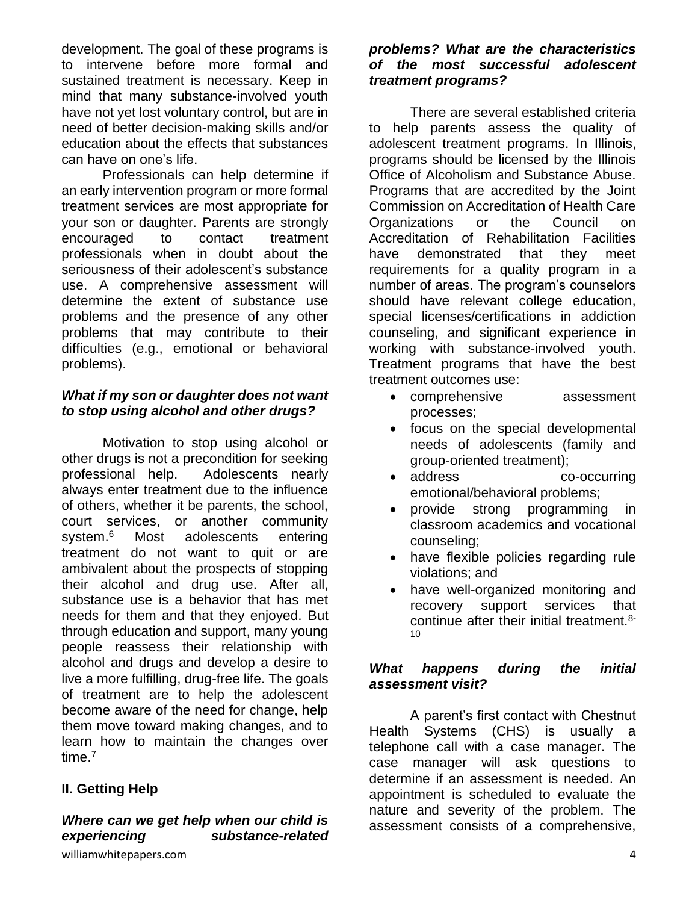development. The goal of these programs is to intervene before more formal and sustained treatment is necessary. Keep in mind that many substance-involved youth have not yet lost voluntary control, but are in need of better decision-making skills and/or education about the effects that substances can have on one's life.

Professionals can help determine if an early intervention program or more formal treatment services are most appropriate for your son or daughter. Parents are strongly encouraged to contact treatment professionals when in doubt about the seriousness of their adolescent's substance use. A comprehensive assessment will determine the extent of substance use problems and the presence of any other problems that may contribute to their difficulties (e.g., emotional or behavioral problems).

***What if my son or daughter does not want to stop using alcohol and other drugs?***

Motivation to stop using alcohol or other drugs is not a precondition for seeking professional help. Adolescents nearly always enter treatment due to the influence of others, whether it be parents, the school, court services, or another community system.[6] Most adolescents entering treatment do not want to quit or are ambivalent about the prospects of stopping their alcohol and drug use. After all, substance use is a behavior that has met needs for them and that they enjoyed. But through education and support, many young people reassess their relationship with alcohol and drugs and develop a desire to live a more fulfilling, drug-free life. The goals of treatment are to help the adolescent become aware of the need for change, help them move toward making changes, and to learn how to maintain the changes over time.[7]

## II. Getting Help

***Where can we get help when our child is experiencing substance-related problems? What are the characteristics of the most successful adolescent treatment programs?***

There are several established criteria to help parents assess the quality of adolescent treatment programs. In Illinois, programs should be licensed by the Illinois Office of Alcoholism and Substance Abuse. Programs that are accredited by the Joint Commission on Accreditation of Health Care Organizations or the Council on Accreditation of Rehabilitation Facilities have demonstrated that they meet requirements for a quality program in a number of areas. The program's counselors should have relevant college education, special licenses/certifications in addiction counseling, and significant experience in working with substance-involved youth. Treatment programs that have the best treatment outcomes use:

- comprehensive assessment processes;
- focus on the special developmental needs of adolescents (family and group-oriented treatment);
- address co-occurring emotional/behavioral problems;
- provide strong programming in classroom academics and vocational counseling;
- have flexible policies regarding rule violations; and
- have well-organized monitoring and recovery support services that continue after their initial treatment.[8-10]

***What happens during the initial assessment visit?***

A parent's first contact with Chestnut Health Systems (CHS) is usually a telephone call with a case manager. The case manager will ask questions to determine if an assessment is needed. An appointment is scheduled to evaluate the nature and severity of the problem. The assessment consists of a comprehensive,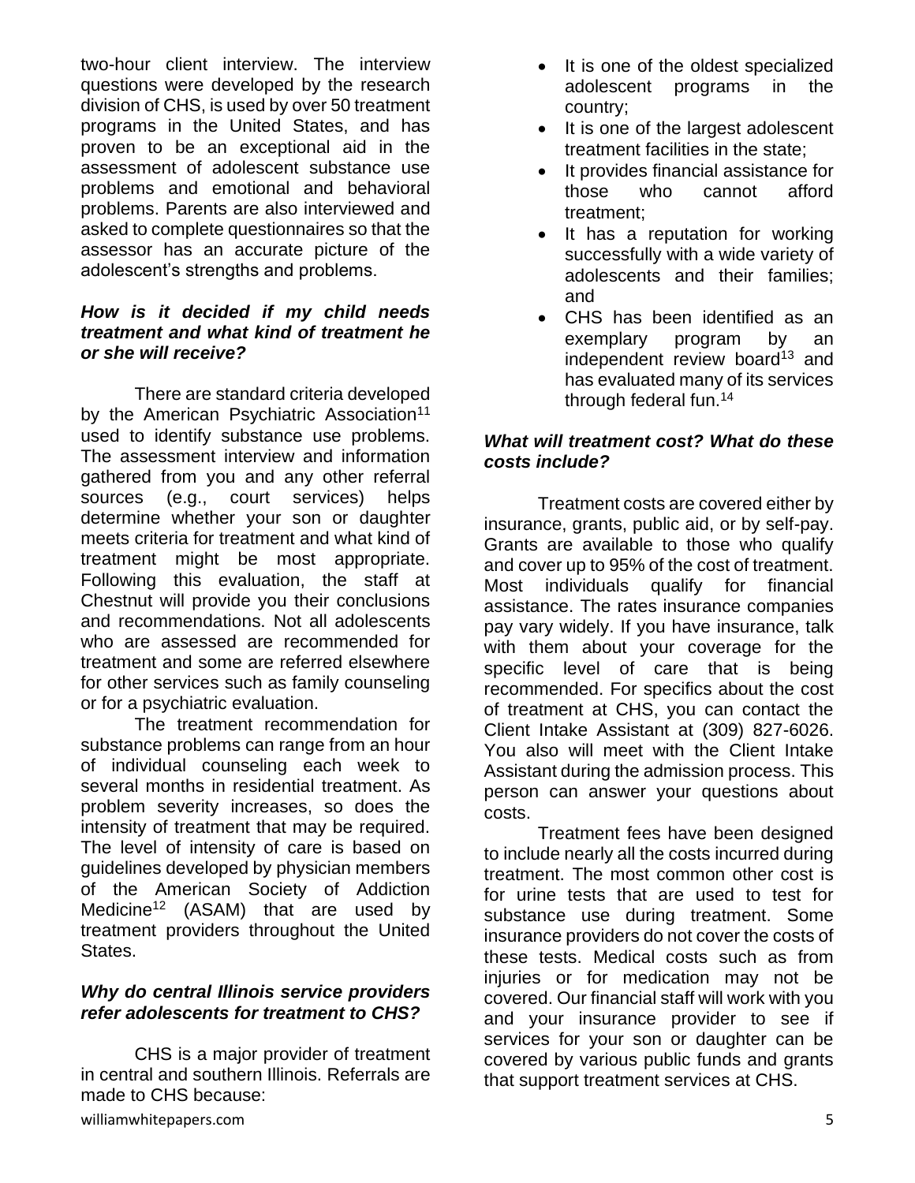two-hour client interview. The interview questions were developed by the research division of CHS, is used by over 50 treatment programs in the United States, and has proven to be an exceptional aid in the assessment of adolescent substance use problems and emotional and behavioral problems. Parents are also interviewed and asked to complete questionnaires so that the assessor has an accurate picture of the adolescent's strengths and problems.

***How is it decided if my child needs treatment and what kind of treatment he or she will receive?***

There are standard criteria developed by the American Psychiatric Association[11] used to identify substance use problems. The assessment interview and information gathered from you and any other referral sources (e.g., court services) helps determine whether your son or daughter meets criteria for treatment and what kind of treatment might be most appropriate. Following this evaluation, the staff at Chestnut will provide you their conclusions and recommendations. Not all adolescents who are assessed are recommended for treatment and some are referred elsewhere for other services such as family counseling or for a psychiatric evaluation.

The treatment recommendation for substance problems can range from an hour of individual counseling each week to several months in residential treatment. As problem severity increases, so does the intensity of treatment that may be required. The level of intensity of care is based on guidelines developed by physician members of the American Society of Addiction Medicine[12] (ASAM) that are used by treatment providers throughout the United States.

***Why do central Illinois service providers refer adolescents for treatment to CHS?***

CHS is a major provider of treatment in central and southern Illinois. Referrals are made to CHS because:

- It is one of the oldest specialized adolescent programs in the country;
- It is one of the largest adolescent treatment facilities in the state;
- It provides financial assistance for those who cannot afford treatment;
- It has a reputation for working successfully with a wide variety of adolescents and their families; and
- CHS has been identified as an exemplary program by an independent review board[13] and has evaluated many of its services through federal fun.[14]

***What will treatment cost? What do these costs include?***

Treatment costs are covered either by insurance, grants, public aid, or by self-pay. Grants are available to those who qualify and cover up to 95% of the cost of treatment. Most individuals qualify for financial assistance. The rates insurance companies pay vary widely. If you have insurance, talk with them about your coverage for the specific level of care that is being recommended. For specifics about the cost of treatment at CHS, you can contact the Client Intake Assistant at (309) 827-6026. You also will meet with the Client Intake Assistant during the admission process. This person can answer your questions about costs.

Treatment fees have been designed to include nearly all the costs incurred during treatment. The most common other cost is for urine tests that are used to test for substance use during treatment. Some insurance providers do not cover the costs of these tests. Medical costs such as from injuries or for medication may not be covered. Our financial staff will work with you and your insurance provider to see if services for your son or daughter can be covered by various public funds and grants that support treatment services at CHS.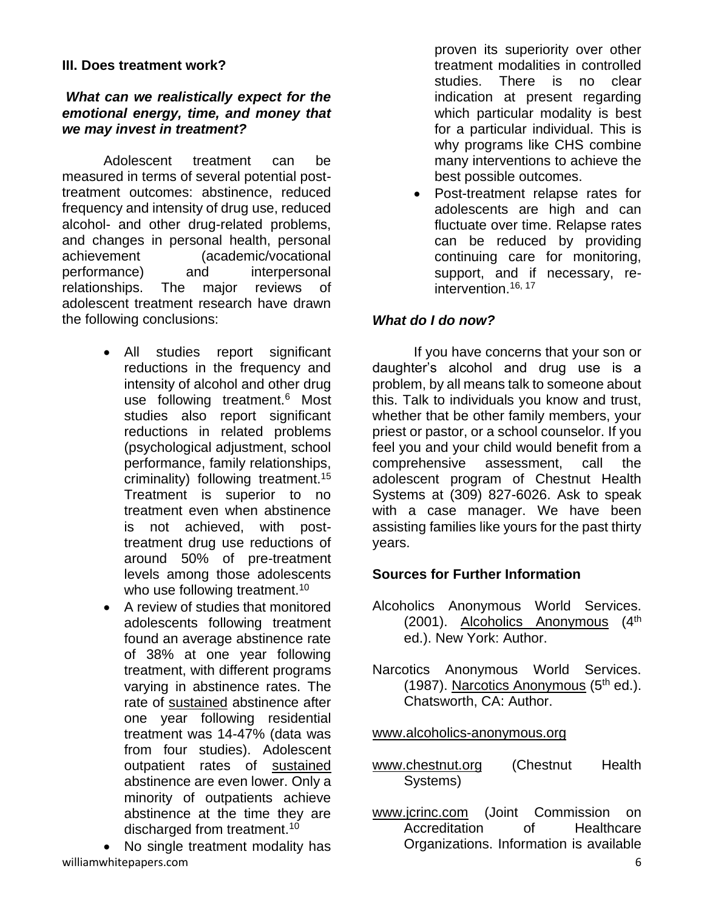### III. Does treatment work?

***What can we realistically expect for the emotional energy, time, and money that we may invest in treatment?***

Adolescent treatment can be measured in terms of several potential post-treatment outcomes: abstinence, reduced frequency and intensity of drug use, reduced alcohol- and other drug-related problems, and changes in personal health, personal achievement (academic/vocational performance) and interpersonal relationships. The major reviews of adolescent treatment research have drawn the following conclusions:

- All studies report significant reductions in the frequency and intensity of alcohol and other drug use following treatment.[6] Most studies also report significant reductions in related problems (psychological adjustment, school performance, family relationships, criminality) following treatment.[15] Treatment is superior to no treatment even when abstinence is not achieved, with post-treatment drug use reductions of around 50% of pre-treatment levels among those adolescents who use following treatment.[10]
- A review of studies that monitored adolescents following treatment found an average abstinence rate of 38% at one year following treatment, with different programs varying in abstinence rates. The rate of <u>sustained</u> abstinence after one year following residential treatment was 14-47% (data was from four studies). Adolescent outpatient rates of <u>sustained</u> abstinence are even lower. Only a minority of outpatients achieve abstinence at the time they are discharged from treatment.[10]
- No single treatment modality has proven its superiority over other treatment modalities in controlled studies. There is no clear indication at present regarding which particular modality is best for a particular individual. This is why programs like CHS combine many interventions to achieve the best possible outcomes.
- Post-treatment relapse rates for adolescents are high and can fluctuate over time. Relapse rates can be reduced by providing continuing care for monitoring, support, and if necessary, re-intervention.[16, 17]

***What do I do now?***

If you have concerns that your son or daughter's alcohol and drug use is a problem, by all means talk to someone about this. Talk to individuals you know and trust, whether that be other family members, your priest or pastor, or a school counselor. If you feel you and your child would benefit from a comprehensive assessment, call the adolescent program of Chestnut Health Systems at (309) 827-6026. Ask to speak with a case manager. We have been assisting families like yours for the past thirty years.

### Sources for Further Information

Alcoholics Anonymous World Services. (2001). <u>Alcoholics Anonymous</u> (4th ed.). New York: Author.

Narcotics Anonymous World Services. (1987). <u>Narcotics Anonymous</u> (5th ed.). Chatsworth, CA: Author.

<u>www.alcoholics-anonymous.org</u>

<u>www.chestnut.org</u> (Chestnut Health Systems)

<u>www.jcrinc.com</u> (Joint Commission on Accreditation of Healthcare Organizations. Information is available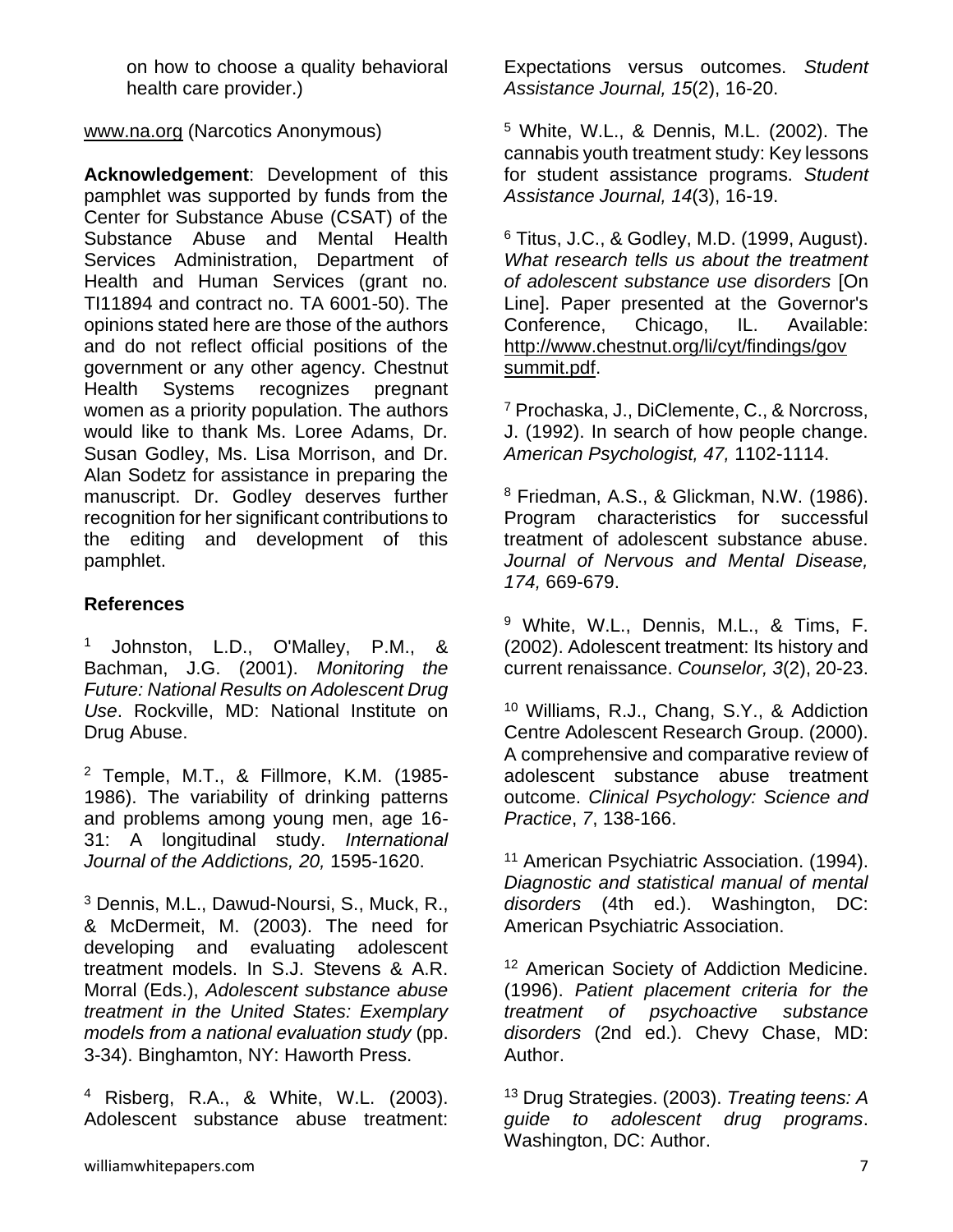on how to choose a quality behavioral health care provider.)

www.na.org (Narcotics Anonymous)

**Acknowledgement**: Development of this pamphlet was supported by funds from the Center for Substance Abuse (CSAT) of the Substance Abuse and Mental Health Services Administration, Department of Health and Human Services (grant no. TI11894 and contract no. TA 6001-50). The opinions stated here are those of the authors and do not reflect official positions of the government or any other agency. Chestnut Health Systems recognizes pregnant women as a priority population. The authors would like to thank Ms. Loree Adams, Dr. Susan Godley, Ms. Lisa Morrison, and Dr. Alan Sodetz for assistance in preparing the manuscript. Dr. Godley deserves further recognition for her significant contributions to the editing and development of this pamphlet.

## References

[1] Johnston, L.D., O'Malley, P.M., & Bachman, J.G. (2001). *Monitoring the Future: National Results on Adolescent Drug Use*. Rockville, MD: National Institute on Drug Abuse.

[2] Temple, M.T., & Fillmore, K.M. (1985-1986). The variability of drinking patterns and problems among young men, age 16-31: A longitudinal study. *International Journal of the Addictions, 20,* 1595-1620.

[3] Dennis, M.L., Dawud-Noursi, S., Muck, R., & McDermeit, M. (2003). The need for developing and evaluating adolescent treatment models. In S.J. Stevens & A.R. Morral (Eds.), *Adolescent substance abuse treatment in the United States: Exemplary models from a national evaluation study* (pp. 3-34). Binghamton, NY: Haworth Press.

[4] Risberg, R.A., & White, W.L. (2003). Adolescent substance abuse treatment: Expectations versus outcomes. *Student Assistance Journal, 15*(2), 16-20.

[5] White, W.L., & Dennis, M.L. (2002). The cannabis youth treatment study: Key lessons for student assistance programs. *Student Assistance Journal, 14*(3), 16-19.

[6] Titus, J.C., & Godley, M.D. (1999, August). *What research tells us about the treatment of adolescent substance use disorders* [On Line]. Paper presented at the Governor's Conference, Chicago, IL. Available: http://www.chestnut.org/li/cyt/findings/govsummit.pdf.

[7] Prochaska, J., DiClemente, C., & Norcross, J. (1992). In search of how people change. *American Psychologist, 47,* 1102-1114.

[8] Friedman, A.S., & Glickman, N.W. (1986). Program characteristics for successful treatment of adolescent substance abuse. *Journal of Nervous and Mental Disease, 174,* 669-679.

[9] White, W.L., Dennis, M.L., & Tims, F. (2002). Adolescent treatment: Its history and current renaissance. *Counselor, 3*(2), 20-23.

[10] Williams, R.J., Chang, S.Y., & Addiction Centre Adolescent Research Group. (2000). A comprehensive and comparative review of adolescent substance abuse treatment outcome. *Clinical Psychology: Science and Practice*, *7*, 138-166.

[11] American Psychiatric Association. (1994). *Diagnostic and statistical manual of mental disorders* (4th ed.). Washington, DC: American Psychiatric Association.

[12] American Society of Addiction Medicine. (1996). *Patient placement criteria for the treatment of psychoactive substance disorders* (2nd ed.). Chevy Chase, MD: Author.

[13] Drug Strategies. (2003). *Treating teens: A guide to adolescent drug programs*. Washington, DC: Author.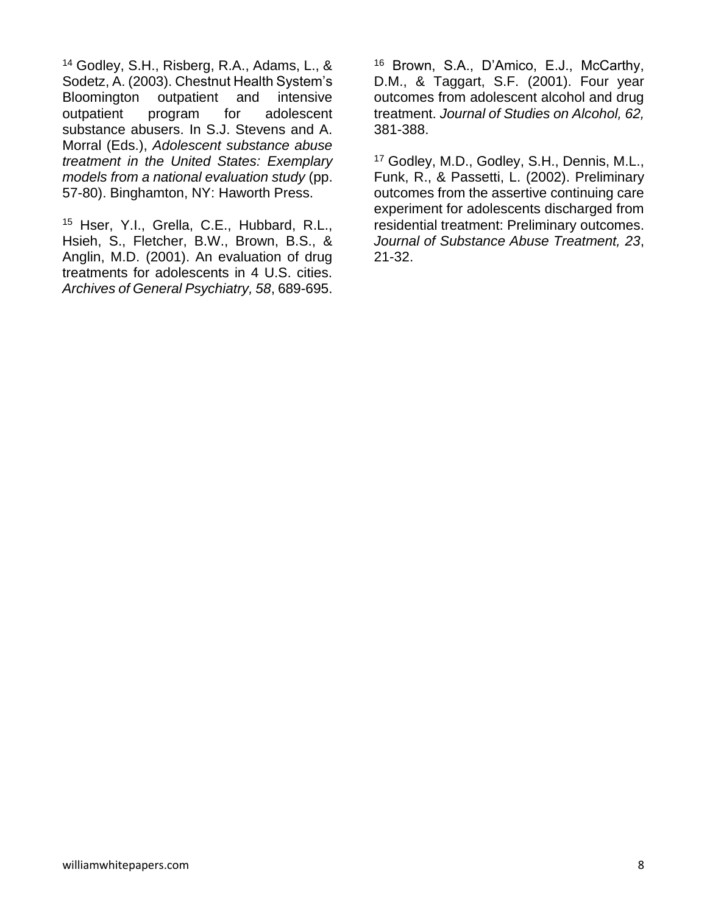[14] Godley, S.H., Risberg, R.A., Adams, L., & Sodetz, A. (2003). Chestnut Health System's Bloomington outpatient and intensive outpatient program for adolescent substance abusers. In S.J. Stevens and A. Morral (Eds.), *Adolescent substance abuse treatment in the United States: Exemplary models from a national evaluation study* (pp. 57-80). Binghamton, NY: Haworth Press.

[15] Hser, Y.I., Grella, C.E., Hubbard, R.L., Hsieh, S., Fletcher, B.W., Brown, B.S., & Anglin, M.D. (2001). An evaluation of drug treatments for adolescents in 4 U.S. cities. *Archives of General Psychiatry, 58*, 689-695.

[16] Brown, S.A., D'Amico, E.J., McCarthy, D.M., & Taggart, S.F. (2001). Four year outcomes from adolescent alcohol and drug treatment. *Journal of Studies on Alcohol, 62,* 381-388.

[17] Godley, M.D., Godley, S.H., Dennis, M.L., Funk, R., & Passetti, L. (2002). Preliminary outcomes from the assertive continuing care experiment for adolescents discharged from residential treatment: Preliminary outcomes. *Journal of Substance Abuse Treatment, 23*, 21-32.